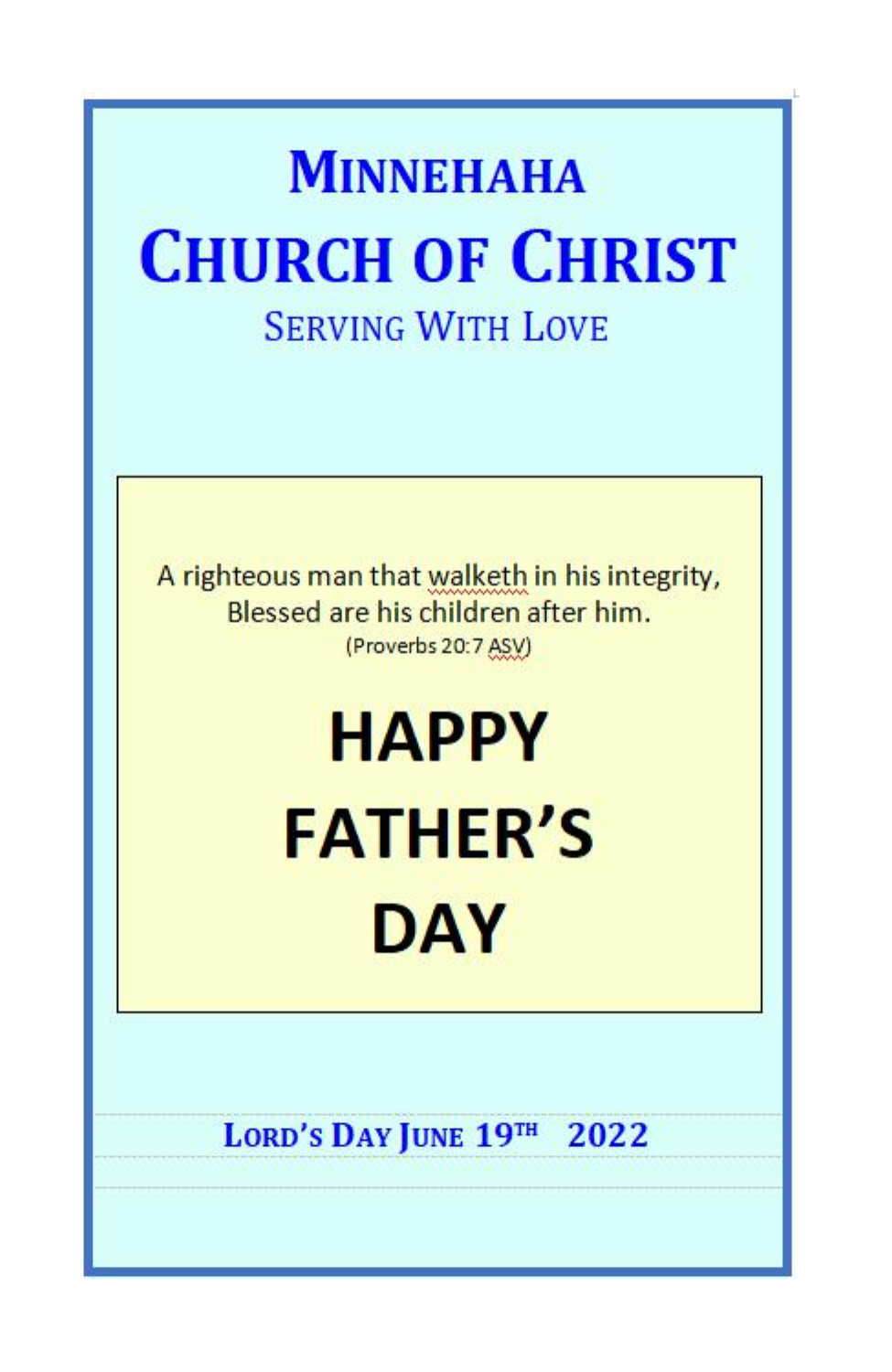# Minnehaha

# Church of Christ

## Serving With Love

A righteous man that walketh in his integrity,
Blessed are his children after him.
(Proverbs 20:7 ASV)

# HAPPY FATHER'S DAY

**Lord's Day June 19th 2022**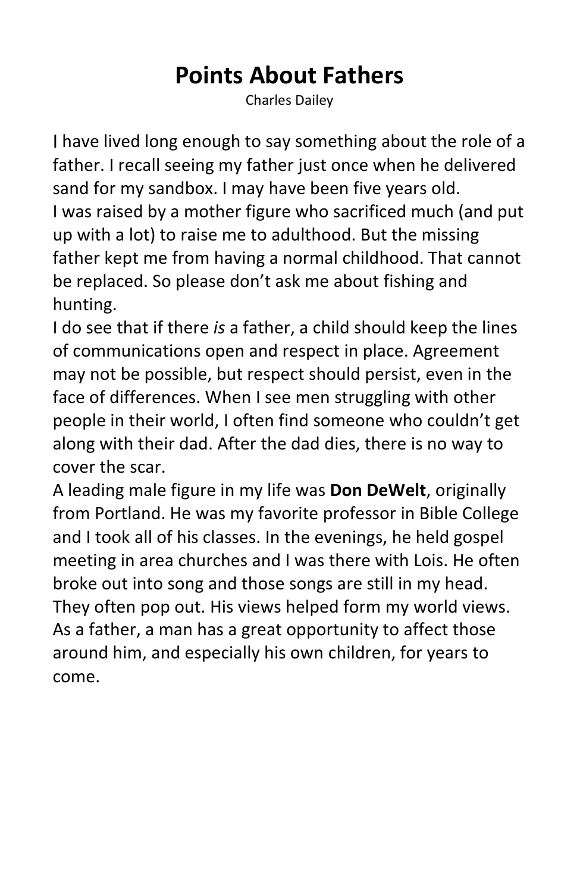# Points About Fathers

Charles Dailey

I have lived long enough to say something about the role of a father. I recall seeing my father just once when he delivered sand for my sandbox. I may have been five years old.

I was raised by a mother figure who sacrificed much (and put up with a lot) to raise me to adulthood. But the missing father kept me from having a normal childhood. That cannot be replaced. So please don't ask me about fishing and hunting.

I do see that if there *is* a father, a child should keep the lines of communications open and respect in place. Agreement may not be possible, but respect should persist, even in the face of differences. When I see men struggling with other people in their world, I often find someone who couldn't get along with their dad. After the dad dies, there is no way to cover the scar.

A leading male figure in my life was **Don DeWelt**, originally from Portland. He was my favorite professor in Bible College and I took all of his classes. In the evenings, he held gospel meeting in area churches and I was there with Lois. He often broke out into song and those songs are still in my head. They often pop out. His views helped form my world views.

As a father, a man has a great opportunity to affect those around him, and especially his own children, for years to come.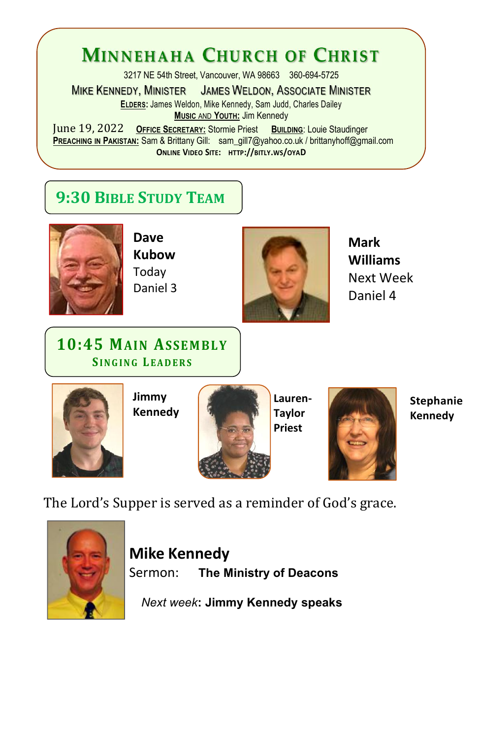# Minnehaha Church of Christ

3217 NE 54th Street, Vancouver, WA 98663 360-694-5725

Mike Kennedy, Minister James Weldon, Associate Minister

**Elders:** James Weldon, Mike Kennedy, Sam Judd, Charles Dailey

**Music and Youth:** Jim Kennedy

June 19, 2022 **Office Secretary:** Stormie Priest **Building**: Louie Staudinger

**Preaching in Pakistan:** Sam & Brittany Gill: sam_gill7@yahoo.co.uk / brittanyhoff@gmail.com

**Online Video Site: http://bitly.ws/oyaD**

## 9:30 Bible Study Team

**Dave Kubow**
Today
Daniel 3

**Mark Williams**
Next Week
Daniel 4

## 10:45 Main Assembly

### Singing Leaders

**Jimmy Kennedy**

**Lauren-Taylor Priest**

**Stephanie Kennedy**

The Lord's Supper is served as a reminder of God's grace.

**Mike Kennedy**

Sermon: **The Ministry of Deacons**

*Next week*: **Jimmy Kennedy speaks**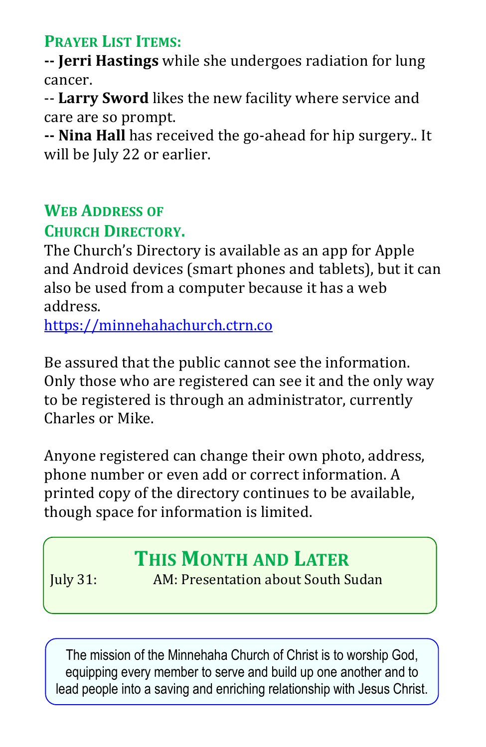## Prayer List Items:

**-- Jerri Hastings** while she undergoes radiation for lung cancer.

-- **Larry Sword** likes the new facility where service and care are so prompt.

**-- Nina Hall** has received the go-ahead for hip surgery.. It will be July 22 or earlier.

## Web Address of Church Directory.

The Church's Directory is available as an app for Apple and Android devices (smart phones and tablets), but it can also be used from a computer because it has a web address.

https://minnehahachurch.ctrn.co

Be assured that the public cannot see the information. Only those who are registered can see it and the only way to be registered is through an administrator, currently Charles or Mike.

Anyone registered can change their own photo, address, phone number or even add or correct information. A printed copy of the directory continues to be available, though space for information is limited.

## This Month and Later

| | |
|---|---|
| July 31: | AM: Presentation about South Sudan |

The mission of the Minnehaha Church of Christ is to worship God, equipping every member to serve and build up one another and to lead people into a saving and enriching relationship with Jesus Christ.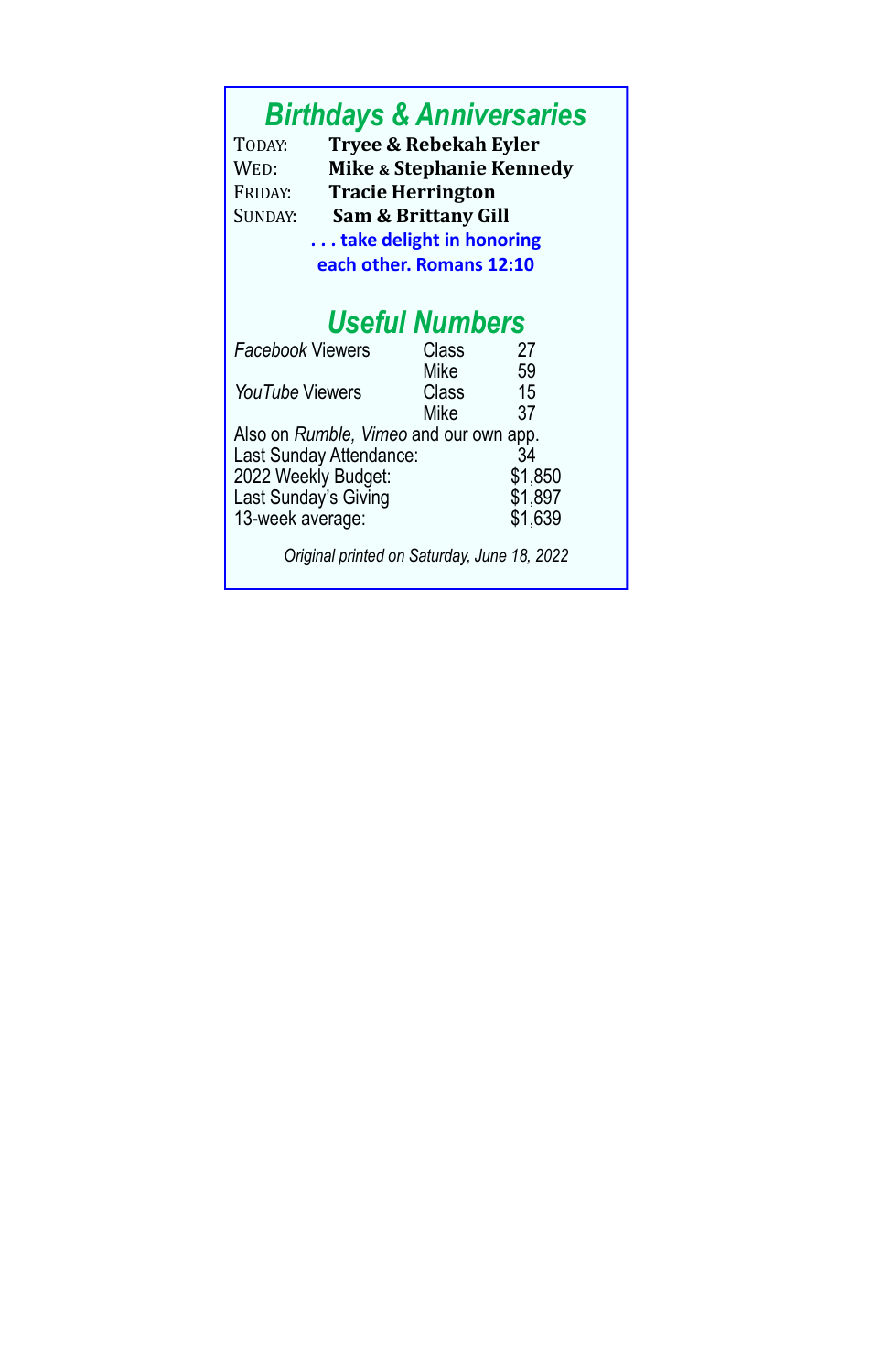## *Birthdays & Anniversaries*

| | |
|---|---|
| TODAY: | **Tryee & Rebekah Eyler** |
| WED: | **Mike & Stephanie Kennedy** |
| FRIDAY: | **Tracie Herrington** |
| SUNDAY: | **Sam & Brittany Gill** |

**. . . take delight in honoring each other. Romans 12:10**

## *Useful Numbers*

| | | |
|---|---|---|
| *Facebook* Viewers | Class | 27 |
| | Mike | 59 |
| *YouTube* Viewers | Class | 15 |
| | Mike | 37 |

Also on *Rumble, Vimeo* and our own app.

| | |
|---|---|
| Last Sunday Attendance: | 34 |
| 2022 Weekly Budget: | $1,850 |
| Last Sunday's Giving | $1,897 |
| 13-week average: | $1,639 |

*Original printed on Saturday, June 18, 2022*